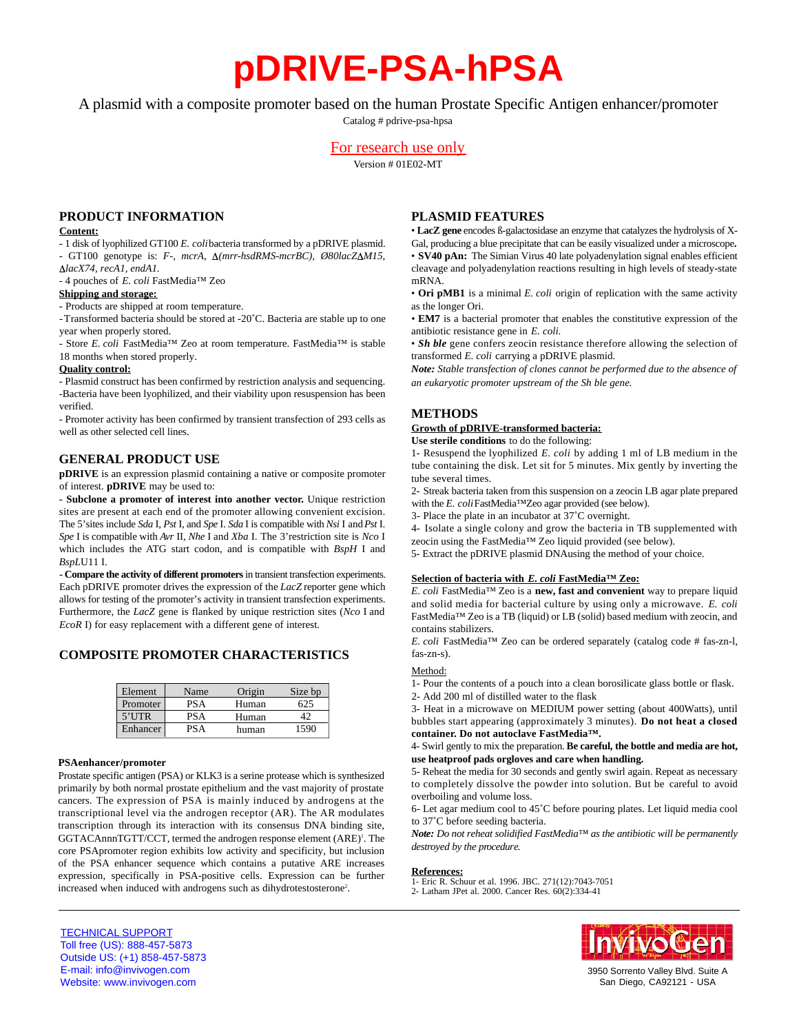# pDRIVE-PSA-hPSA

A plasmid with a composite promoter based on the human Prostate Specific Antigen enhancer/promoter

Catalog # pdrive-psa-hpsa

For research use only

Version # 01E02-MT

## PRODUCT INFORMATION

**Content:**

- 1 disk of lyophilized GT100 *E. coli* bacteria transformed by a pDRIVE plasmid.
- GT100 genotype is: *F-, mcrA, Δ(mrr-hsdRMS-mcrBC), Ø80lacZΔM15, ΔlacX74, recA1, endA1.*
- 4 pouches of *E. coli* FastMedia™ Zeo

**Shipping and storage:**

- Products are shipped at room temperature.
- Transformed bacteria should be stored at -20˚C. Bacteria are stable up to one year when properly stored.
- Store *E. coli* FastMedia™ Zeo at room temperature. FastMedia™ is stable 18 months when stored properly.

**Quality control:**

- Plasmid construct has been confirmed by restriction analysis and sequencing.
- Bacteria have been lyophilized, and their viability upon resuspension has been verified.
- Promoter activity has been confirmed by transient transfection of 293 cells as well as other selected cell lines.

## GENERAL PRODUCT USE

**pDRIVE** is an expression plasmid containing a native or composite promoter of interest. **pDRIVE** may be used to:

- **Subclone a promoter of interest into another vector.** Unique restriction sites are present at each end of the promoter allowing convenient excision. The 5'sites include *Sda* I, *Pst* I, and *Spe* I. *Sda* I is compatible with *Nsi* I and *Pst* I. *Spe* I is compatible with *Avr* II, *Nhe* I and *Xba* I. The 3'restriction site is *Nco* I which includes the ATG start codon, and is compatible with *BspH* I and *BspLU*11 I.

**- Compare the activity of different promoters** in transient transfection experiments. Each pDRIVE promoter drives the expression of the *LacZ* reporter gene which allows for testing of the promoter's activity in transient transfection experiments. Furthermore, the *LacZ* gene is flanked by unique restriction sites (*Nco* I and *EcoR* I) for easy replacement with a different gene of interest.

## COMPOSITE PROMOTER CHARACTERISTICS

| Element | Name | Origin | Size bp |
|---|---|---|---|
| Promoter | PSA | Human | 625 |
| 5'UTR | PSA | Human | 42 |
| Enhancer | PSA | human | 1590 |

**PSAenhancer/promoter**

Prostate specific antigen (PSA) or KLK3 is a serine protease which is synthesized primarily by both normal prostate epithelium and the vast majority of prostate cancers. The expression of PSA is mainly induced by androgens at the transcriptional level via the androgen receptor (AR). The AR modulates transcription through its interaction with its consensus DNA binding site, GGTACAnnnTGTT/CCT, termed the androgen response element (ARE)[1]. The core PSApromoter region exhibits low activity and specificity, but inclusion of the PSA enhancer sequence which contains a putative ARE increases expression, specifically in PSA-positive cells. Expression can be further increased when induced with androgens such as dihydrotestosterone[2].

## PLASMID FEATURES

• **LacZ gene** encodes ß-galactosidase an enzyme that catalyzes the hydrolysis of X-Gal, producing a blue precipitate that can be easily visualized under a microscope**.**

• **SV40 pAn:** The Simian Virus 40 late polyadenylation signal enables efficient cleavage and polyadenylation reactions resulting in high levels of steady-state mRNA.

• **Ori pMB1** is a minimal *E. coli* origin of replication with the same activity as the longer Ori.

• **EM7** is a bacterial promoter that enables the constitutive expression of the antibiotic resistance gene in *E. coli.*

• ***Sh ble*** gene confers zeocin resistance therefore allowing the selection of transformed *E. coli* carrying a pDRIVE plasmid.

***Note:*** *Stable transfection of clones cannot be performed due to the absence of an eukaryotic promoter upstream of the Sh ble gene.*

## METHODS

**Growth of pDRIVE-transformed bacteria:**

**Use sterile conditions** to do the following:

1- Resuspend the lyophilized *E. coli* by adding 1 ml of LB medium in the tube containing the disk. Let sit for 5 minutes. Mix gently by inverting the tube several times.

2- Streak bacteria taken from this suspension on a zeocin LB agar plate prepared with the *E. coli* FastMedia™Zeo agar provided (see below).

3- Place the plate in an incubator at 37˚C overnight.

4- Isolate a single colony and grow the bacteria in TB supplemented with zeocin using the FastMedia™ Zeo liquid provided (see below).

5- Extract the pDRIVE plasmid DNAusing the method of your choice.

**Selection of bacteria with *E. coli* FastMedia™ Zeo:**

*E. coli* FastMedia™ Zeo is a **new, fast and convenient** way to prepare liquid and solid media for bacterial culture by using only a microwave. *E. coli* FastMedia™ Zeo is a TB (liquid) or LB (solid) based medium with zeocin, and contains stabilizers.

*E. coli* FastMedia™ Zeo can be ordered separately (catalog code # fas-zn-l, fas-zn-s).

Method:

1- Pour the contents of a pouch into a clean borosilicate glass bottle or flask.

2- Add 200 ml of distilled water to the flask

3- Heat in a microwave on MEDIUM power setting (about 400Watts), until bubbles start appearing (approximately 3 minutes). **Do not heat a closed container. Do not autoclave FastMedia™.**

4- Swirl gently to mix the preparation. **Be careful, the bottle and media are hot, use heatproof pads orgloves and care when handling.**

5- Reheat the media for 30 seconds and gently swirl again. Repeat as necessary to completely dissolve the powder into solution. But be careful to avoid overboiling and volume loss.

6- Let agar medium cool to 45˚C before pouring plates. Let liquid media cool to 37˚C before seeding bacteria.

***Note:*** *Do not reheat solidified FastMedia™ as the antibiotic will be permanently destroyed by the procedure.*

**References:**

1- Eric R. Schuur et al. 1996. JBC. 271(12):7043-7051

2- Latham JPet al. 2000. Cancer Res. 60(2):334-41

TECHNICAL SUPPORT
Toll free (US): 888-457-5873
Outside US: (+1) 858-457-5873
E-mail: info@invivogen.com
Website: www.invivogen.com

InvivoGen
3950 Sorrento Valley Blvd. Suite A
San Diego, CA92121 - USA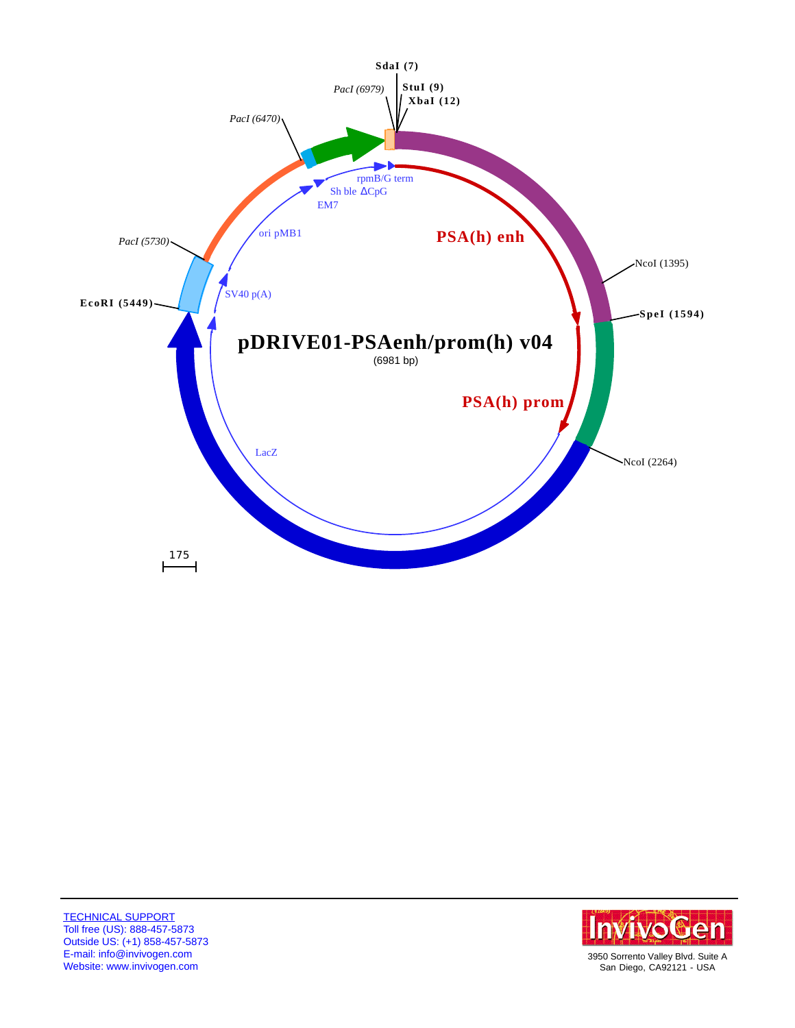SdaI (7)

PacI (6979)

StuI (9)

XbaI (12)

PacI (6470)

rpmB/G term

Sh ble ΔCpG

EM7

ori pMB1

PSA(h) enh

PacI (5730)

NcoI (1395)

SV40 p(A)

SpeI (1594)

EcoRI (5449)

# pDRIVE01-PSAenh/prom(h) v04

(6981 bp)

PSA(h) prom

LacZ

NcoI (2264)

175

TECHNICAL SUPPORT
Toll free (US): 888-457-5873
Outside US: (+1) 858-457-5873
E-mail: info@invivogen.com
Website: www.invivogen.com

InvivoGen
3950 Sorrento Valley Blvd. Suite A
San Diego, CA92121 - USA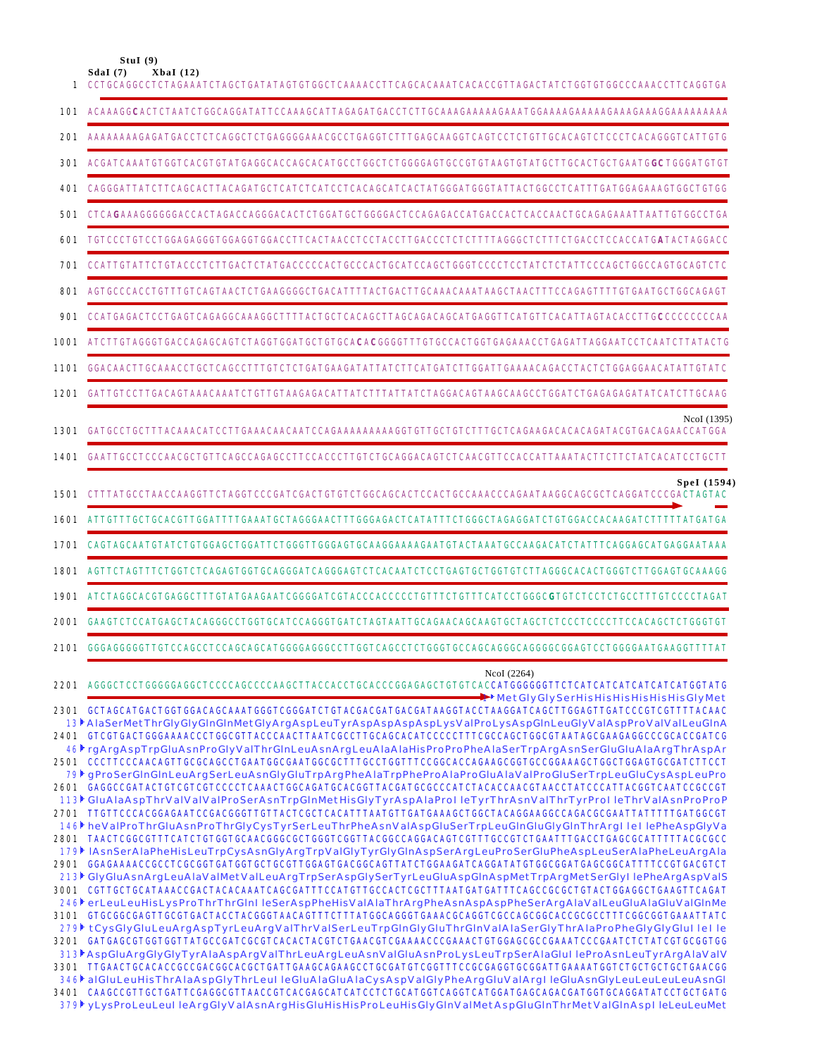```
        StuI (9)
    SdaI (7)    XbaI (12)
   1 CCTGCAGGCCTCTAGAAATCTAGCTGATATAGTGTGGCTCAAAACCTTCAGCACAAATCACACCGTTAGACTATCTGGTGTGGCCCAAACCTTCAGGTGA

 101 ACAAAGGCACTCTAATCTGGCAGGATATTCCAAAGCATTAGAGATGACCTCTTGCAAAGAAAAAGAAATGGAAAAGAAAAAGAAAGAAAGGAAAAAAAAA

 201 AAAAAAAAGAGATGACCTCTCAGGCTCTGAGGGGAAACGCCTGAGGTCTTTGAGCAAGGTCAGTCCTCTGTTGCACAGTCTCCCTCACAGGGTCATTGTG

 301 ACGATCAAATGTGGTCACGTGTATGAGGCACCAGCACATGCCTGGCTCTGGGGAGTGCCGTGTAAGTGTATGCTTGCACTGCTGAATGGCTGGGATGTGT

 401 CAGGGATTATCTTCAGCACTTACAGATGCTCATCTCATCCTCACAGCATCACTATGGGATGGGTATTACTGGCCTCATTTGATGGAGAAAGTGGCTGTGG

 501 CTCAGAAAGGGGGGACCACTAGACCAGGGACACTCTGGATGCTGGGGACTCCAGAGACCATGACCACTCACCAACTGCAGAGAAATTAATTGTGGCCTGA

 601 TGTCCCTGTCCTGGAGAGGGTGGAGGTGGACCTTCACTAACCTCCTACCTTGACCCTCTCTTTTAGGGCTCTTTCTGACCTCCACCATGATACTAGGACC

 701 CCATTGTATTCTGTACCCTCTTGACTCTATGACCCCCACTGCCCACTGCATCCAGCTGGGTCCCCTCCTATCTCTATTCCCAGCTGGCCAGTGCAGTCTC

 801 AGTGCCCACCTGTTTGTCAGTAACTCTGAAGGGGCTGACATTTTACTGACTTGCAAACAAATAAGCTAACTTTCCAGAGTTTTGTGAATGCTGGCAGAGT

 901 CCATGAGACTCCTGAGTCAGAGGCAAAGGCTTTTACTGCTCACAGCTTAGCAGACAGCATGAGGTTCATGTTCACATTAGTACACCTTGCCCCCCCCAA

1001 ATCTTGTAGGGTGACCAGAGCAGTCTAGGTGGATGCTGTGCACACGGGGTTTGTGCCACTGGTGAGAAACCTGAGATTAGGAATCCTCAATCTTATACTG

1101 GGACAACTTGCAAACCTGCTCAGCCTTTGTCTCTGATGAAGATATTATCTTCATGATCTTGGATTGAAAACAGACCTACTCTGGAGGAACATATTGTATC

1201 GATTGTCCTTGACAGTAAACAAATCTGTTGTAAGAGACATTATCTTTATTATCTAGGACAGTAAGCAAGCCTGGATCTGAGAGAGATATCATCTTGCAAG

                                                                                              NcoI (1395)
1301 GATGCCTGCTTTACAAACATCCTTGAAACAACAATCCAGAAAAAAAAAAGGTGTTGCTGTCTTTGCTCAGAAGACACACAGATACGTGACAGAACCATGGA

1401 GAATTGCCTCCCAACGCTGTTCAGCCAGAGCCTTCCACCCTTGTCTGCAGGACAGTCTCAACGTTCCACCATTAAATACTTCTTCTATCACATCCTGCTT

                                                                                              SpeI (1594)
1501 CTTTATGCCTAACCAAGGTTCTAGGTCCCGATCGACTGTGTCTGGCAGCACTCCACTGCCAAACCCAGAATAAGGCAGCGCTCAGGATCCCGACTAGTAC

1601 ATTGTTTGCTGCACGTTGGATTTTGAAATGCTAGGGAACTTTGGGAGACTCATATTTCTGGGCTAGAGGATCTGTGGACCACAAGATCTTTTTATGATGA

1701 CAGTAGCAATGTATCTGTGGAGCTGGATTCTGGGTTGGGAGTGCAAGGAAAAGAATGTACTAAATGCCAAGACATCTATTTCAGGAGCATGAGGAATAAA

1801 AGTTCTAGTTTCTGGTCTCAGAGTGGTGCAGGGATCAGGGAGTCTCACAATCTCCTGAGTGCTGGTGTCTTAGGGCACACTGGGTCTTGGAGTGCAAAGG

1901 ATCTAGGCACGTGAGGCTTTGTATGAAGAATCGGGGATCGTACCCACCCCCTGTTTCTGTTTCATCCTGGGCGTGTCTCCTCTGCCTTTGTCCCCTAGAT

2001 GAAGTCTCCATGAGCTACAGGGCCTGGTGCATCCAGGGTGATCTAGTAATTGCAGAACAGCAAGTGCTAGCTCTCCCTCCCCTTCCACAGCTCTGGGTGT

2101 GGGAGGGGGTTGTCCAGCCTCCAGCAGCATGGGGAGGGCCTTGGTCAGCCTCTGGGTGCCAGCAGGGCAGGGGCGGAGTCCTGGGGAATGAAGGTTTTAT

                                                                          NcoI (2264)
2201 AGGGCTCCTGGGGGAGGCTCCCCAGCCCCAAGCTTACCACCTGCACCCGGAGAGCTGTGTCACCATGGGGGGTTCTCATCATCATCATCATCATGGTATG
                                                                      ►MetGlyGlySerHisHisHisHisHisHisGlyMet
2301 GCTAGCATGACTGGTGGACAGCAAATGGGTCGGGATCTGTACGACGATGACGATAAGGTACCTAAGGATCAGCTTGGAGTTGATCCCGTCGTTTTACAAC
  13►AlaSerMetThrGlyGlyGlnGlnMetGlyArgAspLeuTyrAspAspAspAspLysValProLysAspGlnLeuGlyValAspProValValLeuGlnA
2401 GTCGTGACTGGGAAAACCCTGGCGTTACCCAACTTAATCGCCTTGCAGCACATCCCCCTTTCGCCAGCTGGCGTAATAGCGAAGAGGCCCGCACCGATCG
  46►rgArgAspTrpGluAsnProGlyValThrGlnLeuAsnArgLeuAlaAlaHisProProPheAlaSerTrpArgAsnSerGluGluAlaArgThrAspAr
2501 CCCTTCCCAACAGTTGCGCAGCCTGAATGGCGAATGGCGCTTTGCCTGGTTTCCGGCACCAGAAGCGGTGCCGGAAAGCTGGCTGGAGTGCGATCTTCCT
  79►gProSerGlnGlnLeuArgSerLeuAsnGlyGluTrpArgPheAlaTrpPheProAlaProGluAlaValProGluSerTrpLeuGluCysAspLeuPro
2601 GAGGCCGATACTGTCGTCGTCCCCTCAAACTGGCAGATGCACGGTTACGATGCGCCCATCTACACCAACGTAACCTATCCCATTACGGTCAATCCGCCGT
 113►GluAlaAspThrValValValProSerAsnTrpGlnMetHisGlyTyrAspAlaProIleTyrThrAsnValThrTyrProIleThrValAsnProProP
2701 TTGTTCCCACGGAGAATCCGACGGGTTGTTACTCGCTCACATTTAATGTTGATGAAAGCTGGCTACAGGAAGGCCAGACGCGAATTATTTTTGATGGCGT
 146►heValProThrGluAsnProThrGlyCysTyrSerLeuThrPheAsnValAspGluSerTrpLeuGlnGluGlyGlnThrArgIleIlePheAspGlyVa
2801 TAACTCGGCGTTTCATCTGTGGTGCAACGGGCGCTGGGTCGGTTACGGCCAGGACAGTCGTTTGCCGTCTGAATTTGACCTGAGCGCATTTTTACGCGCC
 179►lAsnSerAlaPheHisLeuTrpCysAsnGlyArgTrpValGlyTyrGlyGlnAspSerArgLeuProSerGluPheAspLeuSerAlaPheLeuArgAla
2901 GGAGAAAACCGCCTCGCGGTGATGGTGCTGCGTTGGAGTGACGGCAGTTATCTGGAAGATCAGGATATGTGGCGGATGAGCGGCATTTTCCGTGACGTCT
 213►GlyGluAsnArgLeuAlaValMetValLeuArgTrpSerAspGlySerTyrLeuGluAspGlnAspMetTrpArgMetSerGlyIlePheArgAspValS
3001 CGTTGCTGCATAAACCGACTACACAAATCAGCGATTTCCATGTTGCCACTCGCTTTAATGATGATTTCAGCCGCGCTGTACTGGAGGCTGAAGTTCAGAT
 246►erLeuLeuHisLysProThrThrGlnIleSerAspPheHisValAlaThrArgPheAsnAspAspPheSerArgAlaValLeuGluAlaGluValGlnMe
3101 GTGCGGCGAGTTGCGTGACTACCTACGGGTAACAGTTTCTTTATGGCAGGGTGAAACGCAGGTCGCCAGCGGCACCGCGCCTTTCGGCGGTGAAATTATC
 279►tCysGlyGluLeuArgAspTyrLeuArgValThrValSerLeuTrpGlnGlyGluThrGlnValAlaSerGlyThrAlaProPheGlyGlyGluIleIle
3201 GATGAGCGTGGTGGTTATGCCGATCGCGTCACACTACGTCTGAACGTCGAAAACCCGAAACTGTGGAGCGCCGAAATCCCGAATCTCTATCGTGCGGTGG
 313►AspGluArgGlyGlyTyrAlaAspArgValThrLeuArgLeuAsnValGluAsnProLysLeuTrpSerAlaGluIleProAsnLeuTyrArgAlaValV
3301 TTGAACTGCACACCGCCGACGGCACGCTGATTGAAGCAGAAGCCTGCGATGTCGGTTTCCGCGAGGTGCGGATTGAAAATGGTCTGCTGCTGCTGAACGG
 346►alGluLeuHisThrAlaAspGlyThrLeuIleGluAlaGluAlaCysAspValGlyPheArgGluValArgIleGluAsnGlyLeuLeuLeuLeuAsnGl
3401 CAAGCCGTTGCTGATTCGAGGCGTTAACCGTCACGAGCATCATCCTCTGCATGGTCAGGTCATGGATGAGCAGACGATGGTGCAGGATATCCTGCTGATG
 379►yLysProLeuLeuIleArgGlyValAsnArgHisGluHisHisProLeuHisGlyGlnValMetAspGluGlnThrMetValGlnAspIleLeuLeuMet
```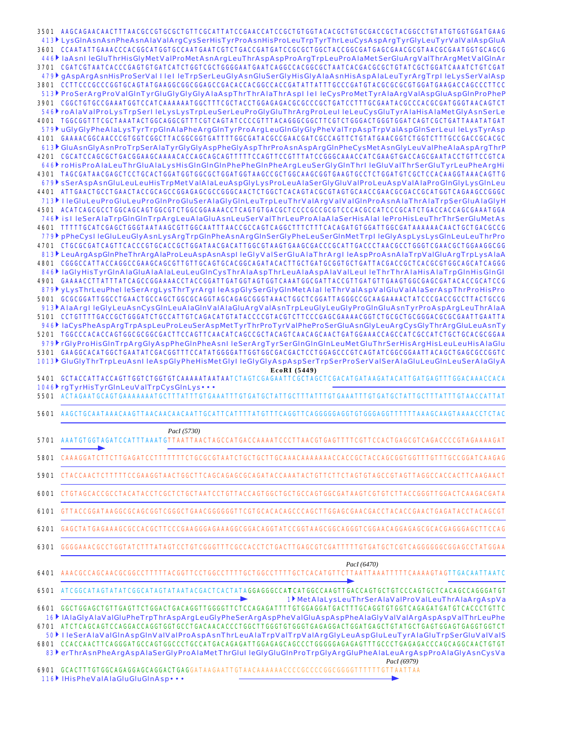```
3501 AAGCAGAACAACTTTAACGCCGTGCGCTGTTCGCATTATCCGAACCATCCGCTGTGGTACACGCTGTGCGACCGCTACGGCCTGTATGTGGTGGATGAAG
 413▸LysGlnAsnAsnPheAsnAlaValArgCysSerHisTyrProAsnHisProLeuTrpTyrThrLeuCysAspArgTyrGlyLeuTyrValValAspGluA
3601 CCAATATTGAAACCCACGGCATGGTGCCAATGAATCGTCTGACCGATGATCCGCGCTGGCTACCGGCGATGAGCGAACGCGTAACGCGAATGGTGCAGCG
 446▸laAsnIleGluThrHisGlyMetValProMetAsnArgLeuThrAspAspProArgTrpLeuProAlaMetSerGluArgValThrArgMetValGlnAr
3701 CGATCGTAATCACCCGAGTGTGATCATCTGGTCGCTGGGGAATGAATCAGGCCACGGCGCTAATCACGACGCGCTGTATCGCTGGATCAAATCTGTCGAT
 479▸gAspArgAsnHisProSerValIleIleTrpSerLeuGlyAsnGluSerGlyHisGlyAlaAsnHisAspAlaLeuTyrArgTrpIleLysSerValAsp
3801 CCTTCCCGCCCGGTGCAGTATGAAGGCGGCGGAGCCGACACCACGGCCACCGATATTATTTGCCCGATGTACGCGCGCGTGGATGAAGACCAGCCCTTCC
 513▸ProSerArgProValGlnTyrGluGlyGlyGlyAlaAspThrThrAlaThrAspIleIleCysProMetTyrAlaArgValAspGluAspGlnProPheP
3901 CGGCTGTGCCGAAATGGTCCATCAAAAAATGGCTTTCGCTACCTGGAGAGACGCGCCCGCTGATCCTTTGCGAATACGCCCACGCGATGGGTAACAGTCT
 546▸roAlaValProLysTrpSerIleLysLysTrpLeuSerLeuProGlyGluThrArgProLeuIleLeuCysGluTyrAlaHisAlaMetGlyAsnSerLe
4001 TGGCGGTTTCGCTAAATACTGGCAGGCGTTTCGTCAGTATCCCCGTTTACAGGGCGGCTTCGTCTGGGACTGGGTGGATCAGTCGCTGATTAAATATGAT
 579▸uGlyGlyPheAlaLysTyrTrpGlnAlaPheArgGlnTyrProArgLeuGlnGlyGlyPheValTrpAspTrpValAspGlnSerLeuIleLysTyrAsp
4101 GAAAACGGCAACCCGTGGTCGGCTTACGGCGGTGATTTTGGCGATACGCCGAACGATCGCCAGTTCTGTATGAACGGTCTGGTCTTTGCCGACCGCACGC
 613▸GluAsnGlyAsnProTrpSerAlaTyrGlyGlyAspPheGlyAspThrProAsnAspArgGlnPheCysMetAsnGlyLeuValPheAlaAspArgThrP
4201 CGCATCCAGCGCTGACGGAAGCAAAACACCAGCAGCAGTTTTTCCAGTTCCGTTTATCCGGGCAAACCATCGAAGTGACCAGCGAATACCTGTTCCGTCA
 646▸roHisProAlaLeuThrGluAlaLysHisGlnGlnGlnPhePheGlnPheArgLeuSerGlyGlnThrIleGluValThrSerGluTyrLeuPheArgHi
4301 TAGCGATAACGAGCTCCTGCACTGGATGGTGGCGCTGGATGGTAAGCCGCTGGCAAGCGGTGAAGTGCCTCTGGATGTCGCTCCACAAGGTAAACAGTTG
 679▸sSerAspAsnGluLeuLeuHisTrpMetValAlaLeuAspGlyLysProLeuAlaSerGlyGluValProLeuAspValAlaProGlnGlyLysGlnLeu
4401 ATTGAACTGCCTGAACTACCGCAGCCGGAGAGCGCCGGGCAACTCTGGCTCACAGTACGCGTAGTGCAACCGAACGCGACCGCATGGTCAGAAGCCGGGC
 713▸IleGluLeuProGluLeuProGlnProGluSerAlaGlyGlnLeuTrpLeuThrValArgValValGlnProAsnAlaThrAlaTrpSerGluAlaGlyH
4501 ACATCAGCGCCTGGCAGCAGTGGCGTCTGGCGGAAAACCTCAGTGTGACGCTCCCCGCCGCGTCCCACGCCATCCCGCATCTGACCACCAGCGAAATGGA
 746▸isIleSerAlaTrpGlnGlnTrpArgLeuAlaGluAsnLeuSerValThrLeuProAlaAlaSerHisAlaIleProHisLeuThrThrSerGluMetAs
4601 TTTTTGCATCGAGCTGGGTAATAAGCGTTGGCAATTTAACCGCCAGTCAGGCTTTCTTTCACAGATGTGGATTGGCGATAAAAAACAACTGCTGACGCCG
 779▸pPheCysIleGluLeuGlyAsnLysArgTrpGlnPheAsnArgGlnSerGlyPheLeuSerGlnMetTrpIleGlyAspLysLysGlnLeuLeuThrPro
4701 CTGCGCGATCAGTTCACCCGTGCACCGCTGGATAACGACATTGGCGTAAGTGAAGCGACCCGCATTGACCCTAACGCCTGGGTCGAACGCTGGAAGGCGG
 813▸LeuArgAspGlnPheThrArgAlaProLeuAspAsnAspIleGlyValSerGluAlaThrArgIleAspProAsnAlaTrpValGluArgTrpLysAlaA
4801 CGGGCCATTACCAGGCCGAAGCAGCGTTGTTGCAGTGCACGGCAGATACACTTGCTGATGCGGTGCTGATTACGACCGCTCACGCGTGGCAGCATCAGGG
 846▸laGlyHisTyrGlnAlaGluAlaAlaLeuLeuGlnCysThrAlaAspThrLeuAlaAspAlaValLeuIleThrThrAlaHisAlaTrpGlnHisGlnGl
4901 GAAAACCTTATTTATCAGCCGGAAAACCTACCGGATTGATGGTAGTGGTCAAATGGCGATTACCGTTGATGTTGAAGTGGCGAGCGATACACCGCATCCG
 879▸yLysThrLeuPheIleSerArgLysThrTyrArgIleAspGlySerGlyGlnMetAlaIleThrValAspValGluValAlaSerAspThrProHisPro
5001 GCGCGGATTGGCCTGAACTGCCAGCTGGCGCAGGTAGCAGAGCGGGTAAACTGGCTCGGATTAGGGCCGCAAGAAAACTATCCCGACCGCCTTACTGCCG
 913▸AlaArgIleGlyLeuAsnCysGlnLeuAlaGlnValAlaGluArgValAsnTrpLeuGlyLeuGlyProGlnGluAsnTyrProAspArgLeuThrAlaA
5101 CCTGTTTTGACCGCTGGGATCTGCCATTGTCAGACATGTATACCCCGTACGTCTTCCCGAGCGAAAACGGTCTGCGCTGCGGGACGCGCGAATTGAATTA
 946▸laCysPheAspArgTrpAspLeuProLeuSerAspMetTyrThrProTyrValPheProSerGluAsnGlyLeuArgCysGlyThrArgGluLeuAsnTy
5201 TGGCCCACACCAGTGGCGCGGCGACTTCCAGTTCAACATCAGCCGCTACAGTCAACAGCAACTGATGGAAACCAGCCATCGCCATCTGCTGCACGCGGAA
 979▸rGlyProHisGlnTrpArgGlyAspPheGlnPheAsnIleSerArgTyrSerGlnGlnGlnLeuMetGluThrSerHisArgHisLeuLeuHisAlaGlu
5301 GAAGGCACATGGCTGAATATCGACGGTTTCCATATGGGGATTGGTGGCGACGACTCCTGGAGCCCGTCAGTATCGGCGGAATTACAGCTGAGCGCCGGTC
1013▸GluGlyThrTrpLeuAsnIleAspGlyPheHisMetGlyIleGlyGlyAspAspSerTrpSerProSerValSerAlaGluLeuGlnLeuSerAlaGlyA
                                                   EcoRI (5449)
5401 GCTACCATTACCAGTTGGTCTGGTGTCAAAAATAATAATCTAGCGAGAATTCGCTAGCTCGACATGATAAGATACATTGATGAGTTTGGACAAACCACA
1046▸rgTyrHisTyrGlnLeuValTrpCysGlnLys•••
5501 ACTAGAATGCAGTGAAAAAAATGCTTTATTTGTGAAATTTGTGATGCTATTGCTTTATTTGTGAAATTTGTGATGCTATTGCTTTATTTGTAACCATTAT
5601 AAGCTGCAATAAACAAGTTAACAACAACAATTGCATTCATTTTATGTTTCAGGTTCAGGGGGAGGTGTGGGAGGTTTTTTAAAGCAAGTAAAACCTCTAC
                                         PacI (5730)
5701 AAATGTGGTAGATCCATTTAAATGTTAATTAACTAGCCATGACCAAAATCCCTTAACGTGAGTTTTCGTTCCACTGAGCGTCAGACCCCGTAGAAAAGAT
5801 CAAAGGATCTTCTTGAGATCCTTTTTTTCTGCGCGTAATCTGCTGCTTGCAAACAAAAAAACCACCGCTACCAGCGGTGGTTTGTTTGCCGGATCAAGAG
5901 CTACCAACTCTTTTTCCGAAGGTAACTGGCTTCAGCAGAGCGCAGATACCAAATACTGTTCTTCTAGTGTAGCCGTAGTTAGGCCACCACTTCAAGAACT
6001 CTGTAGCACCGCCTACATACCTCGCTCTGCTAATCCTGTTACCAGTGGCTGCTGCCAGTGGCGATAAGTCGTGTCTTACCGGGTTGGACTCAAGACGATA
6101 GTTACCGGATAAGGCGCAGCGGTCGGGCTGAACGGGGGGTTCGTGCACACAGCCCAGCTTGGAGCGAACGACCTACACCGAACTGAGATACCTACAGCGT
6201 GAGCTATGAGAAAGCGCCACGCTTCCCGAAGGGAGAAAGGCGGACAGGTATCCGGTAAGCGGCAGGGTCGGAACAGGAGAGCGCACGAGGGAGCTTCCAG
6301 GGGGAAACGCCTGGTATCTTTATAGTCCTGTCGGGTTTCGCCACCTCTGACTTGAGCGTCGATTTTTGTGATGCTCGTCAGGGGGGCGGAGCCTATGGAA
                                                                                  PacI (6470)
6401 AAACGCCAGCAACGCGGCCTTTTTACGGTTCCTGGCCTTTTGCTGGCCTTTTGCTCACATGTTCTTAATTAAATTTTTCAAAAGTAGTTGACAATTAATC
6501 ATCGGCATAGTATATCGGCATAGTATAATACGACTCACTATAGGAGGGCCATCATGGCCAAGTTGACCAGTGCTGTCCCAGTGCTCACAGCCAGGGATGT
                                                      1▸MetAlaLysLeuThrSerAlaValProValLeuThrAlaArgAspVa
6601 GGCTGGAGCTGTTGAGTTCTGGACTGACAGGTTGGGGTTCTCCAGAGATTTTGTGGAGGATGACTTTGCAGGTGTGGTCAGAGATGATGTCACCCTGTTC
  16▸lAlaGlyAlaValGluPheTrpThrAspArgLeuGlyPheSerArgAspPheValGluAspAspPheAlaGlyValValArgAspAspValThrLeuPhe
6701 ATCTCAGCAGTCCAGGACCAGGTGGTGCCTGACAACACCCTGGCTTGGGTGTGGGTGAGAGGACTGGATGAGCTGTATGCTGAGTGGAGTGAGGTGGTCT
  50▸IleSerAlaValGlnAspGlnValValProAspAsnThrLeuAlaTrpValTrpValArgGlyLeuAspGluLeuTyrAlaGluTrpSerGluValValS
6801 CCACCAACTTCAGGGATGCCAGTGGCCCTGCCATGACAGAGATTGGAGAGCAGCCCTGGGGGAGAGAGTTTGCCCTGAGAGACCCAGCAGGCAACTGTGT
  83▸erThrAsnPheArgAspAlaSerGlyProAlaMetThrGluIleGlyGluGlnProTrpGlyArgGluPheAlaLeuArgAspProAlaGlyAsnCysVa
                                                                                  PacI (6979)
6901 GCACTTTGTGGCAGAGGAGCAGGACTGAGGATAAGAATTGTAACAAAAAACCCCGCCCCGGCGGGGTTTTTTGTTAATTAA
 116▸lHisPheValAlaGluGluGlnAsp•••
```